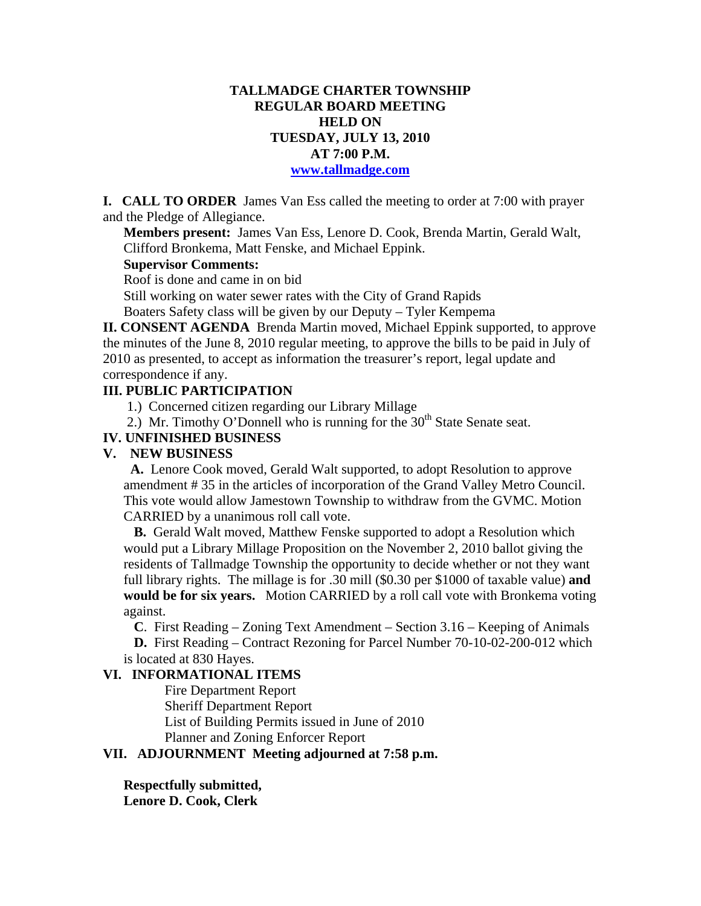# TALLMADGE CHARTER TOWNSHIP
## REGULAR BOARD MEETING
## HELD ON
## TUESDAY, JULY 13, 2010
## AT 7:00 P.M.
**www.tallmadge.com**

**I. CALL TO ORDER** James Van Ess called the meeting to order at 7:00 with prayer and the Pledge of Allegiance.

**Members present:** James Van Ess, Lenore D. Cook, Brenda Martin, Gerald Walt, Clifford Bronkema, Matt Fenske, and Michael Eppink.

**Supervisor Comments:**

Roof is done and came in on bid

Still working on water sewer rates with the City of Grand Rapids

Boaters Safety class will be given by our Deputy – Tyler Kempema

**II. CONSENT AGENDA** Brenda Martin moved, Michael Eppink supported, to approve the minutes of the June 8, 2010 regular meeting, to approve the bills to be paid in July of 2010 as presented, to accept as information the treasurer's report, legal update and correspondence if any.

**III. PUBLIC PARTICIPATION**

1.) Concerned citizen regarding our Library Millage

2.) Mr. Timothy O'Donnell who is running for the 30th State Senate seat.

**IV. UNFINISHED BUSINESS**

**V. NEW BUSINESS**

**A.** Lenore Cook moved, Gerald Walt supported, to adopt Resolution to approve amendment # 35 in the articles of incorporation of the Grand Valley Metro Council. This vote would allow Jamestown Township to withdraw from the GVMC. Motion CARRIED by a unanimous roll call vote.

**B.** Gerald Walt moved, Matthew Fenske supported to adopt a Resolution which would put a Library Millage Proposition on the November 2, 2010 ballot giving the residents of Tallmadge Township the opportunity to decide whether or not they want full library rights. The millage is for .30 mill ($0.30 per $1000 of taxable value) **and would be for six years.** Motion CARRIED by a roll call vote with Bronkema voting against.

**C**. First Reading – Zoning Text Amendment – Section 3.16 – Keeping of Animals

**D.** First Reading – Contract Rezoning for Parcel Number 70-10-02-200-012 which is located at 830 Hayes.

**VI. INFORMATIONAL ITEMS**

Fire Department Report

Sheriff Department Report

List of Building Permits issued in June of 2010

Planner and Zoning Enforcer Report

**VII. ADJOURNMENT Meeting adjourned at 7:58 p.m.**

**Respectfully submitted,**
**Lenore D. Cook, Clerk**